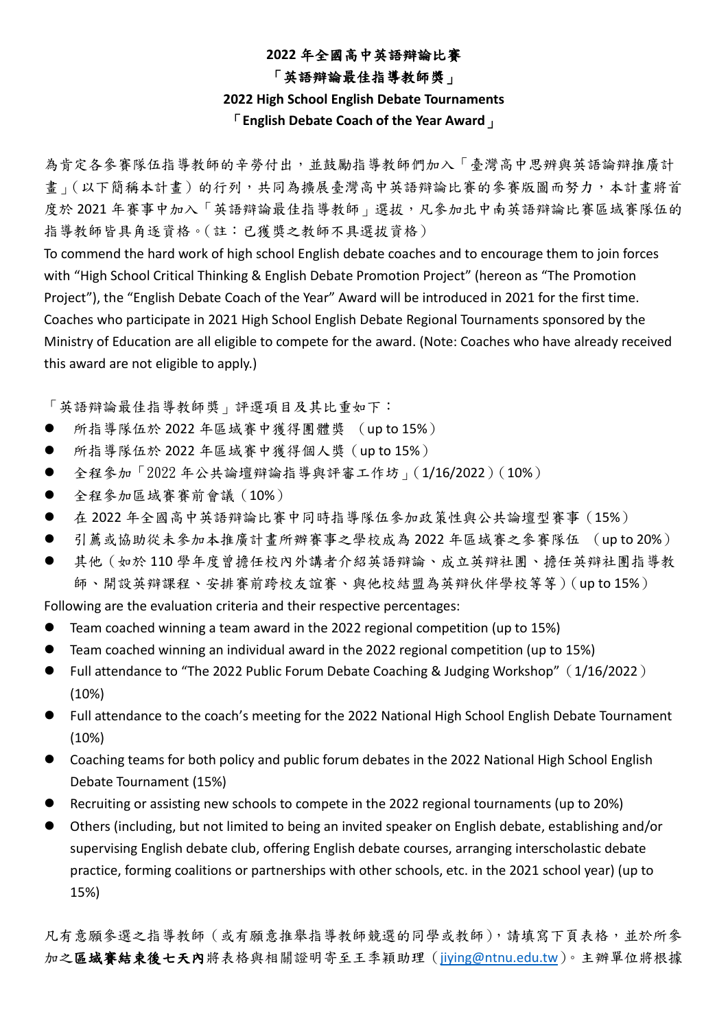# 2022 年全國高中英語辯論比賽

## 「英語辯論最佳指導教師獎」

## 2022 High School English Debate Tournaments

## 「English Debate Coach of the Year Award」

為肯定各參賽隊伍指導教師的辛勞付出，並鼓勵指導教師們加入「臺灣高中思辨與英語論辯推廣計畫」(以下簡稱本計畫)的行列，共同為擴展臺灣高中英語辯論比賽的參賽版圖而努力，本計畫將首度於 2021 年賽事中加入「英語辯論最佳指導教師」選拔，凡參加北中南英語辯論比賽區域賽隊伍的指導教師皆具角逐資格。(註：已獲獎之教師不具選拔資格)

To commend the hard work of high school English debate coaches and to encourage them to join forces with "High School Critical Thinking & English Debate Promotion Project" (hereon as "The Promotion Project"), the "English Debate Coach of the Year" Award will be introduced in 2021 for the first time. Coaches who participate in 2021 High School English Debate Regional Tournaments sponsored by the Ministry of Education are all eligible to compete for the award. (Note: Coaches who have already received this award are not eligible to apply.)

「英語辯論最佳指導教師獎」評選項目及其比重如下：

- 所指導隊伍於 2022 年區域賽中獲得團體獎 (up to 15%)
- 所指導隊伍於 2022 年區域賽中獲得個人獎 (up to 15%)
- 全程參加「2022 年公共論壇辯論指導與評審工作坊」(1/16/2022)(10%)
- 全程參加區域賽賽前會議 (10%)
- 在 2022 年全國高中英語辯論比賽中同時指導隊伍參加政策性與公共論壇型賽事 (15%)
- 引薦或協助從未參加本推廣計畫所辦賽事之學校成為 2022 年區域賽之參賽隊伍 (up to 20%)
- 其他(如於 110 學年度曾擔任校內外講者介紹英語辯論、成立英辯社團、擔任英辯社團指導教師、開設英辯課程、安排賽前跨校友誼賽、與他校結盟為英辯伙伴學校等等)(up to 15%)

Following are the evaluation criteria and their respective percentages:

- Team coached winning a team award in the 2022 regional competition (up to 15%)
- Team coached winning an individual award in the 2022 regional competition (up to 15%)
- Full attendance to "The 2022 Public Forum Debate Coaching & Judging Workshop" (1/16/2022) (10%)
- Full attendance to the coach's meeting for the 2022 National High School English Debate Tournament (10%)
- Coaching teams for both policy and public forum debates in the 2022 National High School English Debate Tournament (15%)
- Recruiting or assisting new schools to compete in the 2022 regional tournaments (up to 20%)
- Others (including, but not limited to being an invited speaker on English debate, establishing and/or supervising English debate club, offering English debate courses, arranging interscholastic debate practice, forming coalitions or partnerships with other schools, etc. in the 2021 school year) (up to 15%)

凡有意願參選之指導教師(或有願意推舉指導教師競選的同學或教師)，請填寫下頁表格，並於所參加之**區域賽結束後七天內**將表格與相關證明寄至王季穎助理(jiying@ntnu.edu.tw)。主辦單位將根據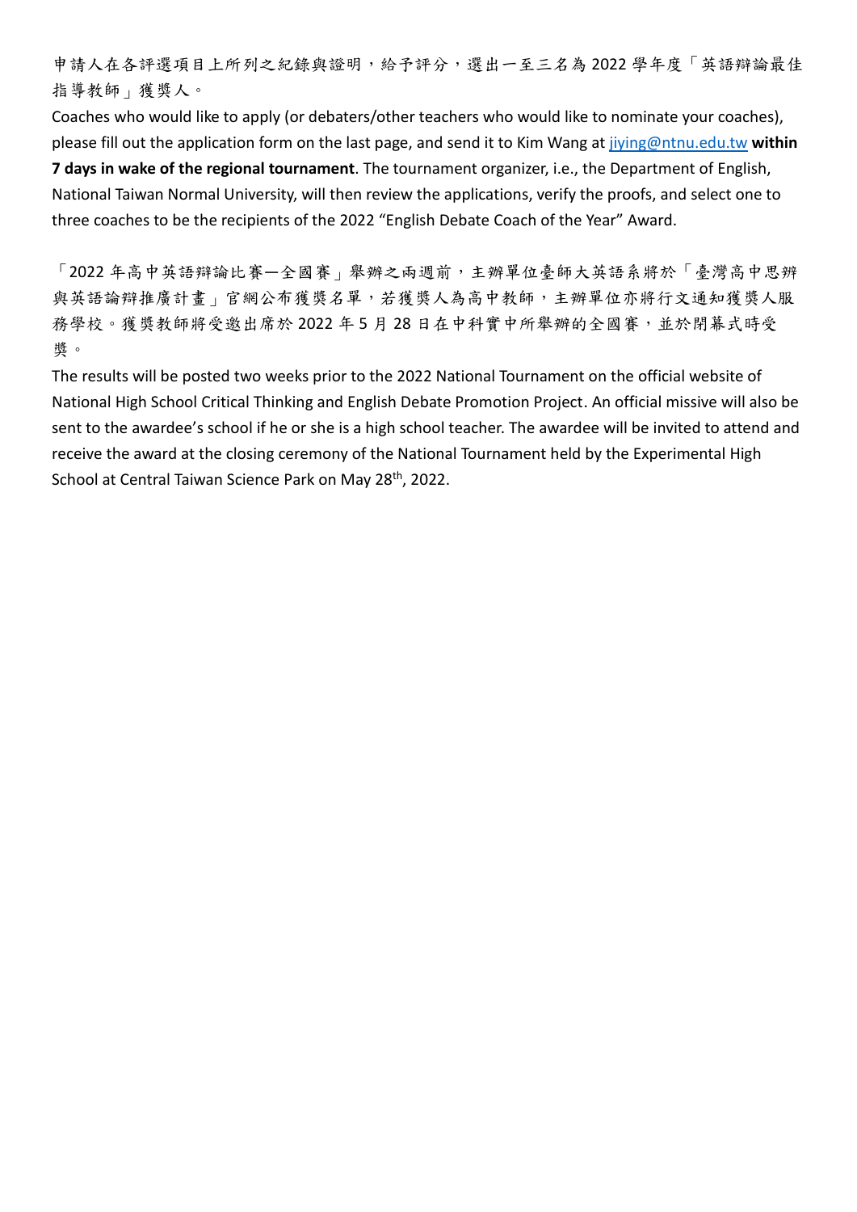申請人在各評選項目上所列之紀錄與證明，給予評分，選出一至三名為 2022 學年度「英語辯論最佳指導教師」獲獎人。

Coaches who would like to apply (or debaters/other teachers who would like to nominate your coaches), please fill out the application form on the last page, and send it to Kim Wang at jiying@ntnu.edu.tw **within 7 days in wake of the regional tournament**. The tournament organizer, i.e., the Department of English, National Taiwan Normal University, will then review the applications, verify the proofs, and select one to three coaches to be the recipients of the 2022 "English Debate Coach of the Year" Award.

「2022 年高中英語辯論比賽—全國賽」舉辦之兩週前，主辦單位臺師大英語系將於「臺灣高中思辨與英語論辯推廣計畫」官網公布獲獎名單，若獲獎人為高中教師，主辦單位亦將行文通知獲獎人服務學校。獲獎教師將受邀出席於 2022 年 5 月 28 日在中科實中所舉辦的全國賽，並於閉幕式時受獎。

The results will be posted two weeks prior to the 2022 National Tournament on the official website of National High School Critical Thinking and English Debate Promotion Project. An official missive will also be sent to the awardee's school if he or she is a high school teacher. The awardee will be invited to attend and receive the award at the closing ceremony of the National Tournament held by the Experimental High School at Central Taiwan Science Park on May 28th, 2022.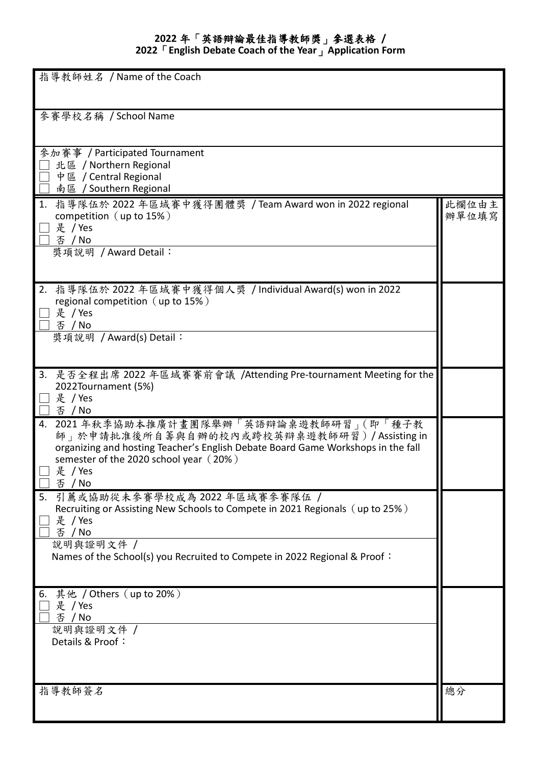# 2022 年「英語辯論最佳指導教師獎」參選表格 /
## 2022「English Debate Coach of the Year」Application Form

| | |
|---|---|
| 指導教師姓名 / Name of the Coach | |
| 參賽學校名稱 / School Name | |
| 參加賽事 / Participated Tournament<br>☐ 北區 / Northern Regional<br>☐ 中區 / Central Regional<br>☐ 南區 / Southern Regional | |
| 1. 指導隊伍於 2022 年區域賽中獲得團體獎 / Team Award won in 2022 regional competition（up to 15%）<br>☐ 是 / Yes<br>☐ 否 / No<br>獎項說明 / Award Detail： | 此欄位由主辦單位填寫 |
| 2. 指導隊伍於 2022 年區域賽中獲得個人獎 / Individual Award(s) won in 2022 regional competition（up to 15%）<br>☐ 是 / Yes<br>☐ 否 / No<br>獎項說明 / Award(s) Detail： | |
| 3. 是否全程出席 2022 年區域賽賽前會議 /Attending Pre-tournament Meeting for the 2022Tournament (5%)<br>☐ 是 / Yes<br>☐ 否 / No | |
| 4. 2021 年秋季協助本推廣計畫團隊舉辦「英語辯論桌遊教師研習」(即「種子教師」於申請批准後所自籌與自辦的校內或跨校英辯桌遊教師研習）/ Assisting in organizing and hosting Teacher's English Debate Board Game Workshops in the fall semester of the 2020 school year（20%）<br>☐ 是 / Yes<br>☐ 否 / No | |
| 5. 引薦或協助從未參賽學校成為 2022 年區域賽參賽隊伍 / Recruiting or Assisting New Schools to Compete in 2021 Regionals（up to 25%）<br>☐ 是 / Yes<br>☐ 否 / No<br>說明與證明文件 /<br>Names of the School(s) you Recruited to Compete in 2022 Regional & Proof： | |
| 6. 其他 / Others（up to 20%）<br>☐ 是 / Yes<br>☐ 否 / No<br>說明與證明文件 /<br>Details & Proof： | |
| 指導教師簽名 | 總分 |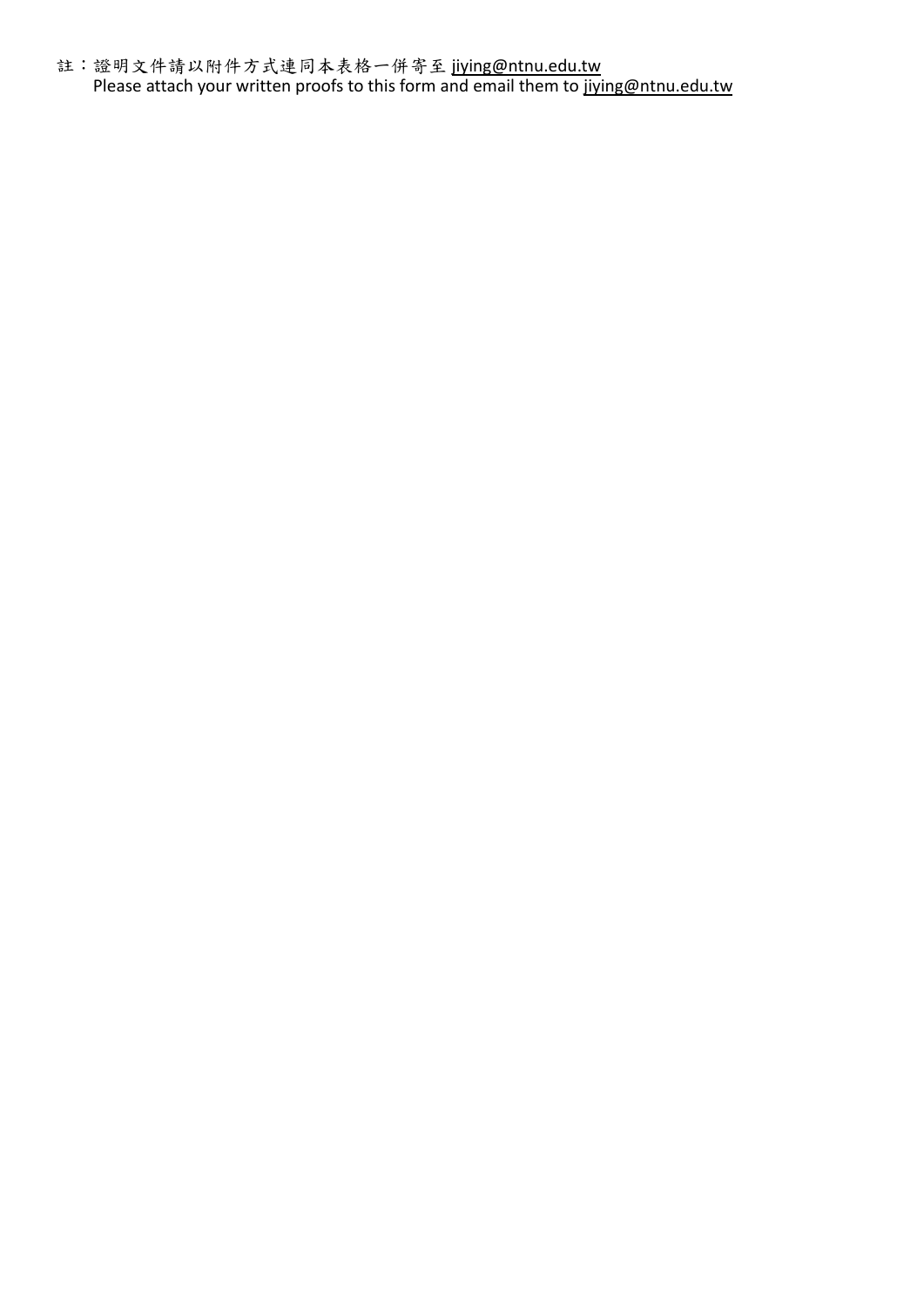註：證明文件請以附件方式連同本表格一併寄至 jiying@ntnu.edu.tw
Please attach your written proofs to this form and email them to jiying@ntnu.edu.tw